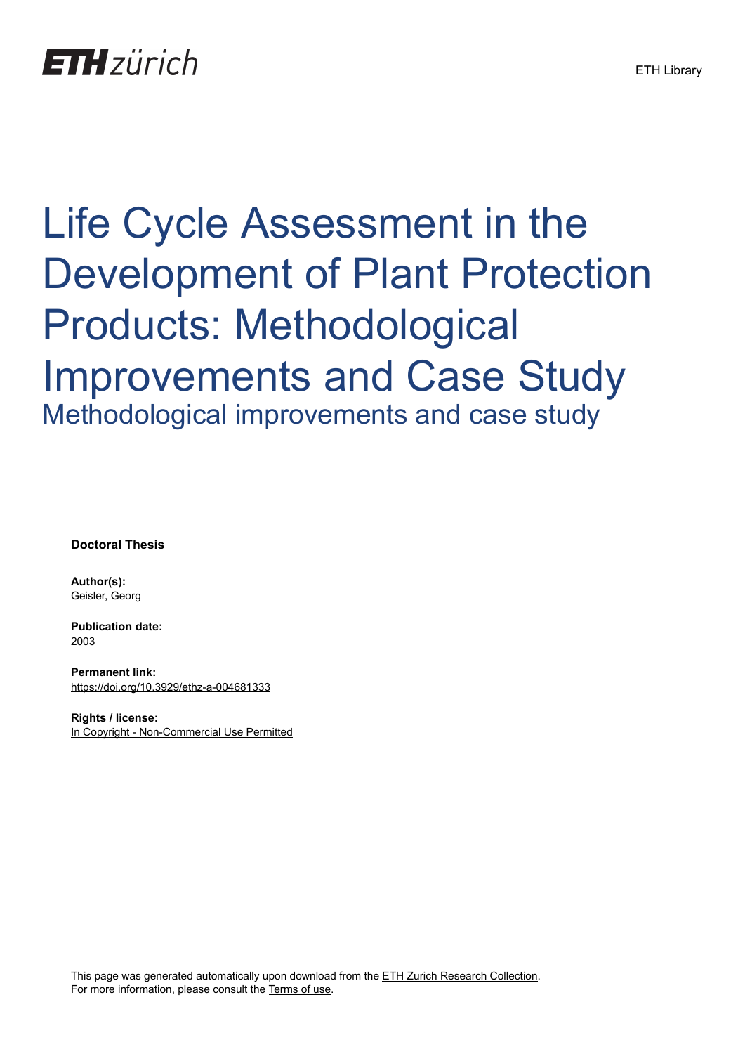ETH zürich

ETH Library

# Life Cycle Assessment in the Development of Plant Protection Products: Methodological Improvements and Case Study

## Methodological improvements and case study

**Doctoral Thesis**

**Author(s):**
Geisler, Georg

**Publication date:**
2003

**Permanent link:**
https://doi.org/10.3929/ethz-a-004681333

**Rights / license:**
In Copyright - Non-Commercial Use Permitted

This page was generated automatically upon download from the ETH Zurich Research Collection.
For more information, please consult the Terms of use.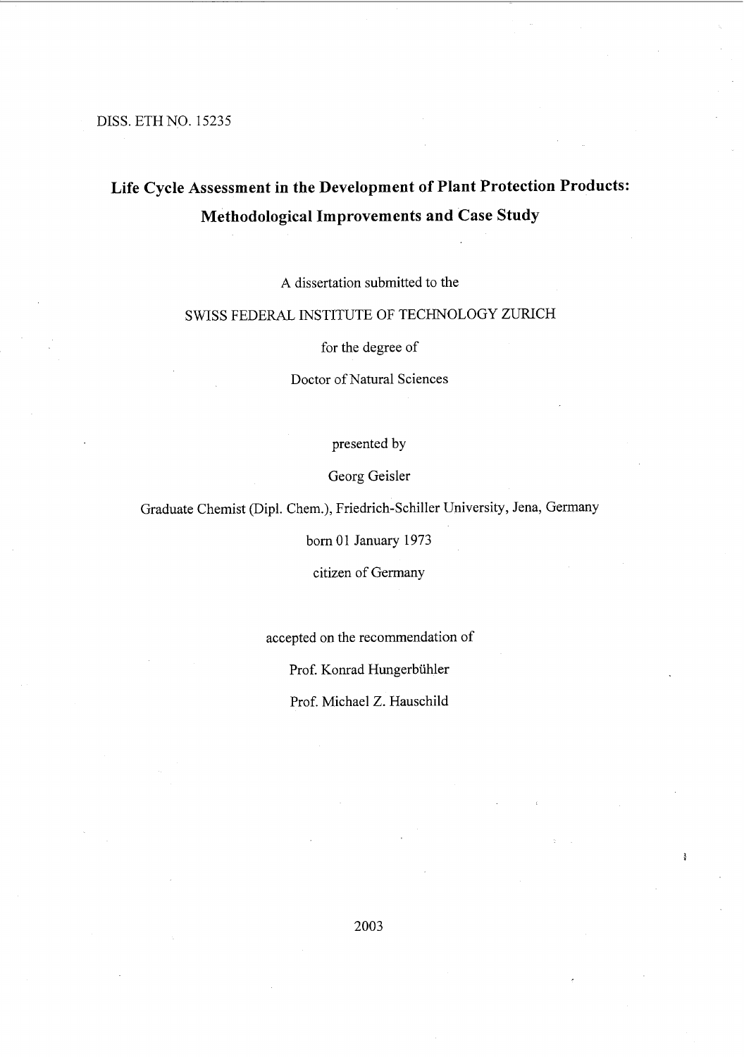DISS. ETH NO. 15235

# Life Cycle Assessment in the Development of Plant Protection Products: Methodological Improvements and Case Study

A dissertation submitted to the

SWISS FEDERAL INSTITUTE OF TECHNOLOGY ZURICH

for the degree of

Doctor of Natural Sciences

presented by

Georg Geisler

Graduate Chemist (Dipl. Chem.), Friedrich-Schiller University, Jena, Germany

born 01 January 1973

citizen of Germany

accepted on the recommendation of

Prof. Konrad Hungerbühler

Prof. Michael Z. Hauschild

2003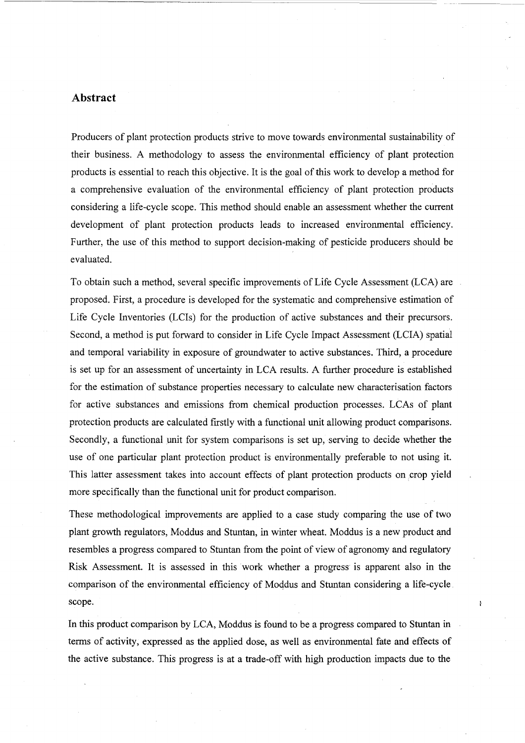## Abstract

Producers of plant protection products strive to move towards environmental sustainability of their business. A methodology to assess the environmental efficiency of plant protection products is essential to reach this objective. It is the goal of this work to develop a method for a comprehensive evaluation of the environmental efficiency of plant protection products considering a life-cycle scope. This method should enable an assessment whether the current development of plant protection products leads to increased environmental efficiency. Further, the use of this method to support decision-making of pesticide producers should be evaluated.

To obtain such a method, several specific improvements of Life Cycle Assessment (LCA) are proposed. First, a procedure is developed for the systematic and comprehensive estimation of Life Cycle Inventories (LCIs) for the production of active substances and their precursors. Second, a method is put forward to consider in Life Cycle Impact Assessment (LCIA) spatial and temporal variability in exposure of groundwater to active substances. Third, a procedure is set up for an assessment of uncertainty in LCA results. A further procedure is established for the estimation of substance properties necessary to calculate new characterisation factors for active substances and emissions from chemical production processes. LCAs of plant protection products are calculated firstly with a functional unit allowing product comparisons. Secondly, a functional unit for system comparisons is set up, serving to decide whether the use of one particular plant protection product is environmentally preferable to not using it. This latter assessment takes into account effects of plant protection products on crop yield more specifically than the functional unit for product comparison.

These methodological improvements are applied to a case study comparing the use of two plant growth regulators, Moddus and Stuntan, in winter wheat. Moddus is a new product and resembles a progress compared to Stuntan from the point of view of agronomy and regulatory Risk Assessment. It is assessed in this work whether a progress is apparent also in the comparison of the environmental efficiency of Moddus and Stuntan considering a life-cycle scope.

In this product comparison by LCA, Moddus is found to be a progress compared to Stuntan in terms of activity, expressed as the applied dose, as well as environmental fate and effects of the active substance. This progress is at a trade-off with high production impacts due to the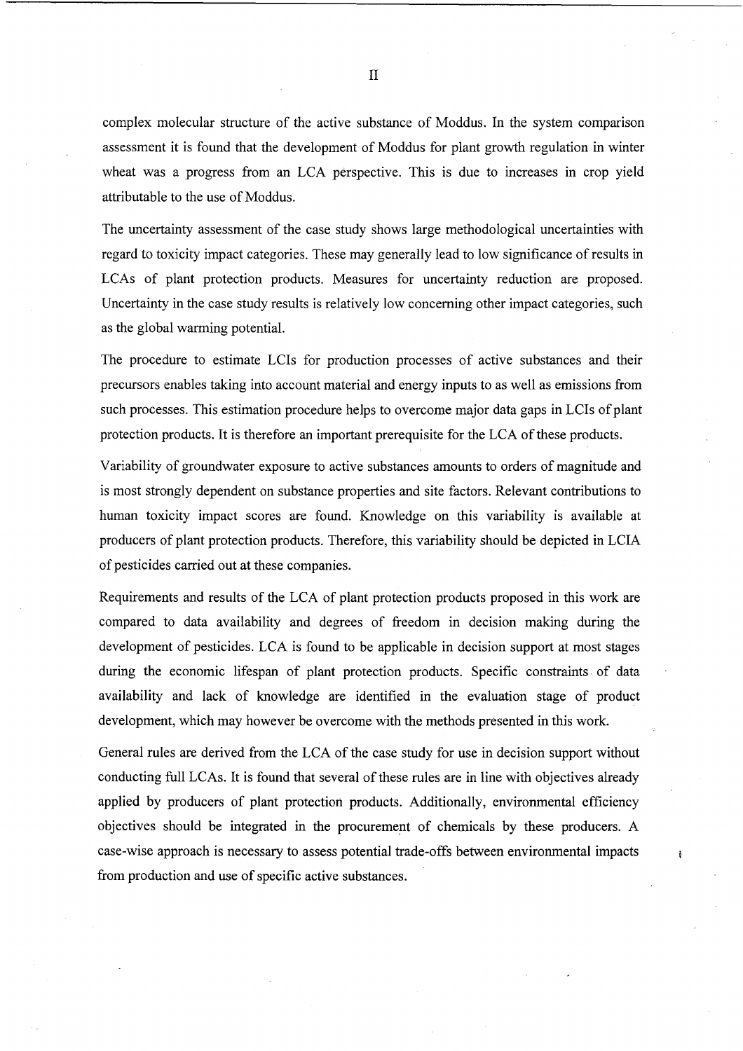complex molecular structure of the active substance of Moddus. In the system comparison assessment it is found that the development of Moddus for plant growth regulation in winter wheat was a progress from an LCA perspective. This is due to increases in crop yield attributable to the use of Moddus.

The uncertainty assessment of the case study shows large methodological uncertainties with regard to toxicity impact categories. These may generally lead to low significance of results in LCAs of plant protection products. Measures for uncertainty reduction are proposed. Uncertainty in the case study results is relatively low concerning other impact categories, such as the global warming potential.

The procedure to estimate LCIs for production processes of active substances and their precursors enables taking into account material and energy inputs to as well as emissions from such processes. This estimation procedure helps to overcome major data gaps in LCIs of plant protection products. It is therefore an important prerequisite for the LCA of these products.

Variability of groundwater exposure to active substances amounts to orders of magnitude and is most strongly dependent on substance properties and site factors. Relevant contributions to human toxicity impact scores are found. Knowledge on this variability is available at producers of plant protection products. Therefore, this variability should be depicted in LCIA of pesticides carried out at these companies.

Requirements and results of the LCA of plant protection products proposed in this work are compared to data availability and degrees of freedom in decision making during the development of pesticides. LCA is found to be applicable in decision support at most stages during the economic lifespan of plant protection products. Specific constraints of data availability and lack of knowledge are identified in the evaluation stage of product development, which may however be overcome with the methods presented in this work.

General rules are derived from the LCA of the case study for use in decision support without conducting full LCAs. It is found that several of these rules are in line with objectives already applied by producers of plant protection products. Additionally, environmental efficiency objectives should be integrated in the procurement of chemicals by these producers. A case-wise approach is necessary to assess potential trade-offs between environmental impacts from production and use of specific active substances.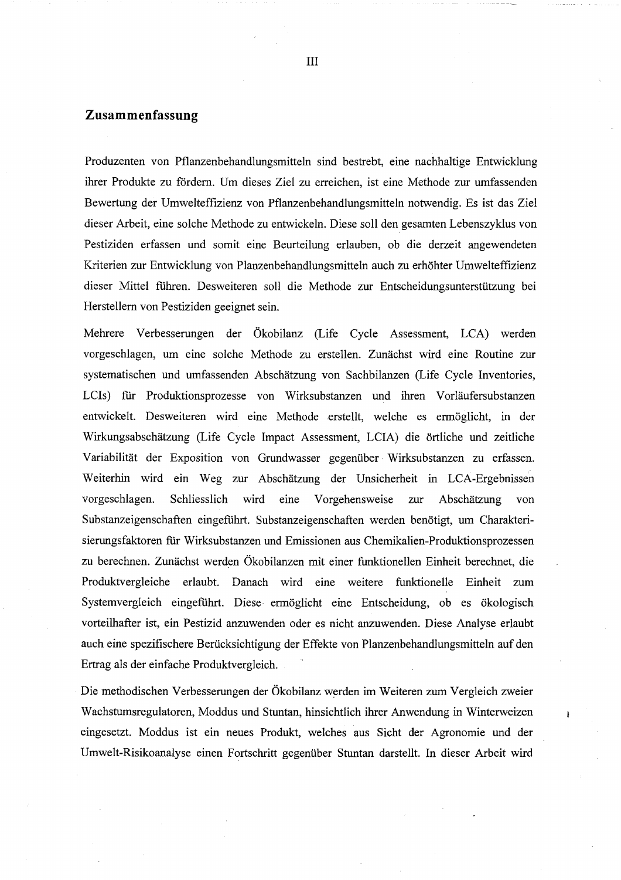## Zusammenfassung

Produzenten von Pflanzenbehandlungsmitteln sind bestrebt, eine nachhaltige Entwicklung ihrer Produkte zu fördern. Um dieses Ziel zu erreichen, ist eine Methode zur umfassenden Bewertung der Umwelteffizienz von Pflanzenbehandlungsmitteln notwendig. Es ist das Ziel dieser Arbeit, eine solche Methode zu entwickeln. Diese soll den gesamten Lebenszyklus von Pestiziden erfassen und somit eine Beurteilung erlauben, ob die derzeit angewendeten Kriterien zur Entwicklung von Planzenbehandlungsmitteln auch zu erhöhter Umwelteffizienz dieser Mittel führen. Desweiteren soll die Methode zur Entscheidungsunterstützung bei Herstellern von Pestiziden geeignet sein.

Mehrere Verbesserungen der Ökobilanz (Life Cycle Assessment, LCA) werden vorgeschlagen, um eine solche Methode zu erstellen. Zunächst wird eine Routine zur systematischen und umfassenden Abschätzung von Sachbilanzen (Life Cycle Inventories, LCIs) für Produktionsprozesse von Wirksubstanzen und ihren Vorläufersubstanzen entwickelt. Desweiteren wird eine Methode erstellt, welche es ermöglicht, in der Wirkungsabschätzung (Life Cycle Impact Assessment, LCIA) die örtliche und zeitliche Variabilität der Exposition von Grundwasser gegenüber Wirksubstanzen zu erfassen. Weiterhin wird ein Weg zur Abschätzung der Unsicherheit in LCA-Ergebnissen vorgeschlagen. Schliesslich wird eine Vorgehensweise zur Abschätzung von Substanzeigenschaften eingeführt. Substanzeigenschaften werden benötigt, um Charakterisierungsfaktoren für Wirksubstanzen und Emissionen aus Chemikalien-Produktionsprozessen zu berechnen. Zunächst werden Ökobilanzen mit einer funktionellen Einheit berechnet, die Produktvergleiche erlaubt. Danach wird eine weitere funktionelle Einheit zum Systemvergleich eingeführt. Diese ermöglicht eine Entscheidung, ob es ökologisch vorteilhafter ist, ein Pestizid anzuwenden oder es nicht anzuwenden. Diese Analyse erlaubt auch eine spezifischere Berücksichtigung der Effekte von Planzenbehandlungsmitteln auf den Ertrag als der einfache Produktvergleich.

Die methodischen Verbesserungen der Ökobilanz werden im Weiteren zum Vergleich zweier Wachstumsregulatoren, Moddus und Stuntan, hinsichtlich ihrer Anwendung in Winterweizen eingesetzt. Moddus ist ein neues Produkt, welches aus Sicht der Agronomie und der Umwelt-Risikoanalyse einen Fortschritt gegenüber Stuntan darstellt. In dieser Arbeit wird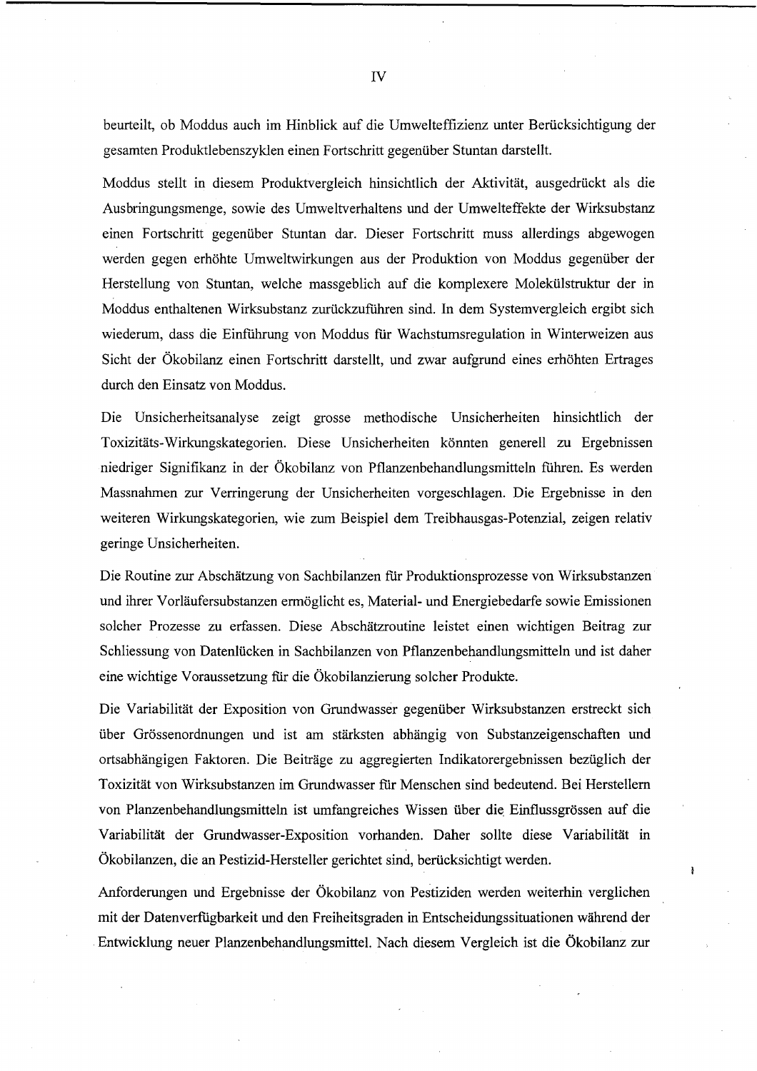beurteilt, ob Moddus auch im Hinblick auf die Umwelteffizienz unter Berücksichtigung der gesamten Produktlebenszyklen einen Fortschritt gegenüber Stuntan darstellt.

Moddus stellt in diesem Produktvergleich hinsichtlich der Aktivität, ausgedrückt als die Ausbringungsmenge, sowie des Umweltverhaltens und der Umwelteffekte der Wirksubstanz einen Fortschritt gegenüber Stuntan dar. Dieser Fortschritt muss allerdings abgewogen werden gegen erhöhte Umweltwirkungen aus der Produktion von Moddus gegenüber der Herstellung von Stuntan, welche massgeblich auf die komplexere Molekülstruktur der in Moddus enthaltenen Wirksubstanz zurückzuführen sind. In dem Systemvergleich ergibt sich wiederum, dass die Einführung von Moddus für Wachstumsregulation in Winterweizen aus Sicht der Ökobilanz einen Fortschritt darstellt, und zwar aufgrund eines erhöhten Ertrages durch den Einsatz von Moddus.

Die Unsicherheitsanalyse zeigt grosse methodische Unsicherheiten hinsichtlich der Toxizitäts-Wirkungskategorien. Diese Unsicherheiten könnten generell zu Ergebnissen niedriger Signifikanz in der Ökobilanz von Pflanzenbehandlungsmitteln führen. Es werden Massnahmen zur Verringerung der Unsicherheiten vorgeschlagen. Die Ergebnisse in den weiteren Wirkungskategorien, wie zum Beispiel dem Treibhausgas-Potenzial, zeigen relativ geringe Unsicherheiten.

Die Routine zur Abschätzung von Sachbilanzen für Produktionsprozesse von Wirksubstanzen und ihrer Vorläufersubstanzen ermöglicht es, Material- und Energiebedarfe sowie Emissionen solcher Prozesse zu erfassen. Diese Abschätzroutine leistet einen wichtigen Beitrag zur Schliessung von Datenlücken in Sachbilanzen von Pflanzenbehandlungsmitteln und ist daher eine wichtige Voraussetzung für die Ökobilanzierung solcher Produkte.

Die Variabilität der Exposition von Grundwasser gegenüber Wirksubstanzen erstreckt sich über Grössenordnungen und ist am stärksten abhängig von Substanzeigenschaften und ortsabhängigen Faktoren. Die Beiträge zu aggregierten Indikatorergebnissen bezüglich der Toxizität von Wirksubstanzen im Grundwasser für Menschen sind bedeutend. Bei Herstellern von Planzenbehandlungsmitteln ist umfangreiches Wissen über die Einflussgrössen auf die Variabilität der Grundwasser-Exposition vorhanden. Daher sollte diese Variabilität in Ökobilanzen, die an Pestizid-Hersteller gerichtet sind, berücksichtigt werden.

Anforderungen und Ergebnisse der Ökobilanz von Pestiziden werden weiterhin verglichen mit der Datenverfügbarkeit und den Freiheitsgraden in Entscheidungssituationen während der Entwicklung neuer Planzenbehandlungsmittel. Nach diesem Vergleich ist die Ökobilanz zur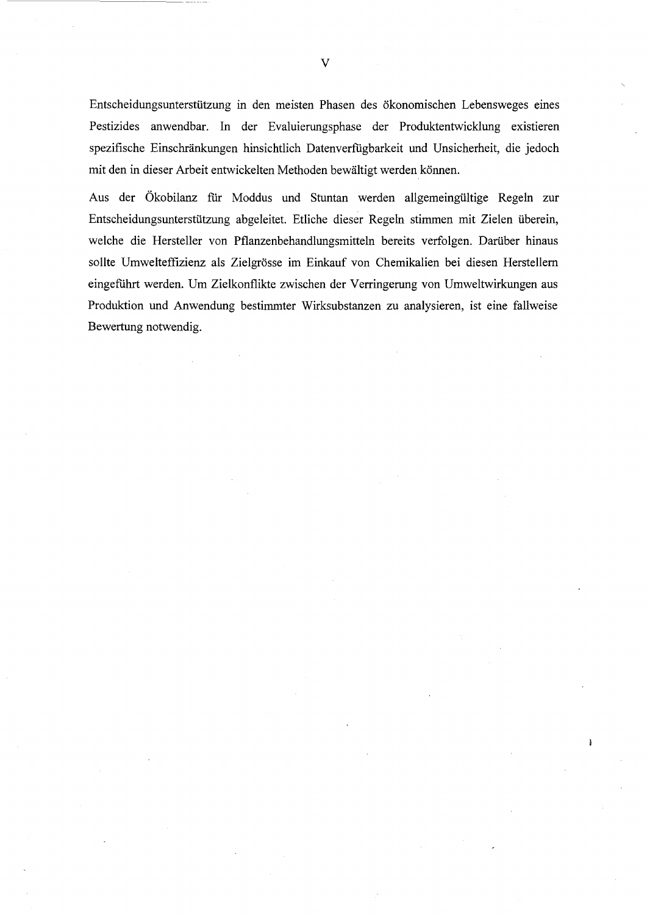Entscheidungsunterstützung in den meisten Phasen des ökonomischen Lebensweges eines Pestizides anwendbar. In der Evaluierungsphase der Produktentwicklung existieren spezifische Einschränkungen hinsichtlich Datenverfügbarkeit und Unsicherheit, die jedoch mit den in dieser Arbeit entwickelten Methoden bewältigt werden können.

Aus der Ökobilanz für Moddus und Stuntan werden allgemeingültige Regeln zur Entscheidungsunterstützung abgeleitet. Etliche dieser Regeln stimmen mit Zielen überein, welche die Hersteller von Pflanzenbehandlungsmitteln bereits verfolgen. Darüber hinaus sollte Umwelteffizienz als Zielgrösse im Einkauf von Chemikalien bei diesen Herstellern eingeführt werden. Um Zielkonflikte zwischen der Verringerung von Umweltwirkungen aus Produktion und Anwendung bestimmter Wirksubstanzen zu analysieren, ist eine fallweise Bewertung notwendig.